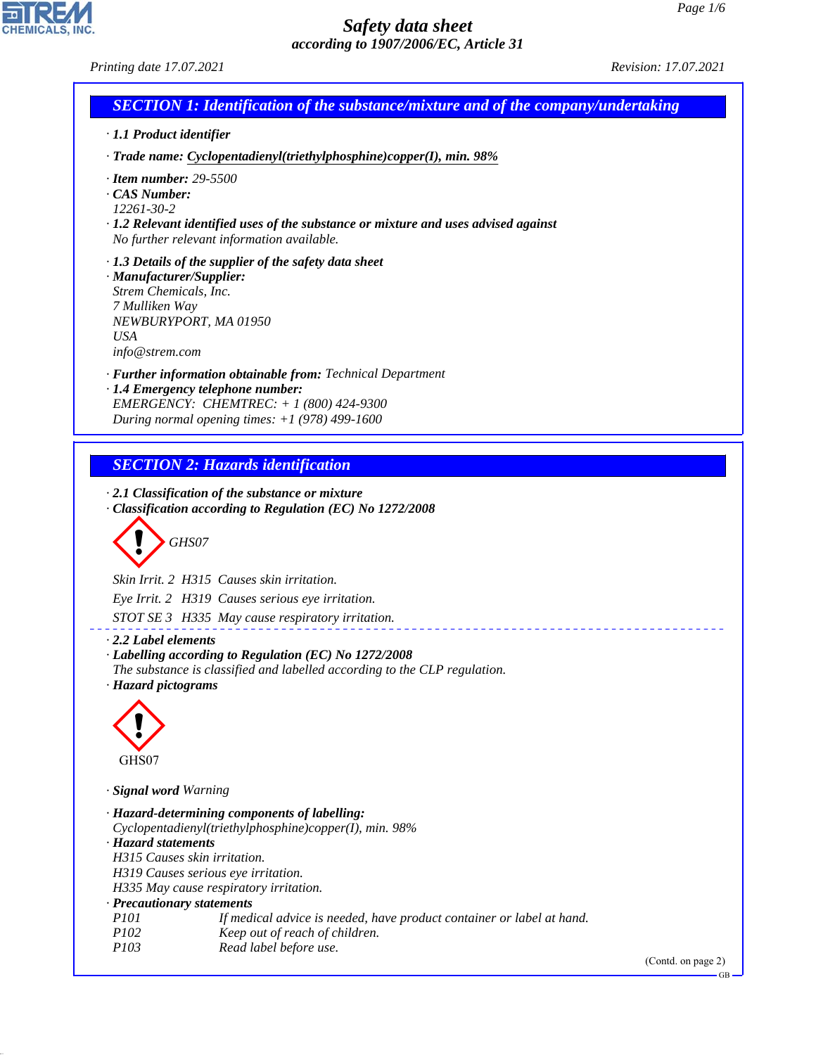# Safety data sheet
*according to 1907/2006/EC, Article 31*

Printing date 17.07.2021 Revision: 17.07.2021

## SECTION 1: Identification of the substance/mixture and of the company/undertaking

· **1.1 Product identifier**

· **Trade name:** Cyclopentadienyl(triethylphosphine)copper(I), min. 98%

· **Item number:** 29-5500
· **CAS Number:**
12261-30-2
· **1.2 Relevant identified uses of the substance or mixture and uses advised against**
No further relevant information available.

· **1.3 Details of the supplier of the safety data sheet**
· **Manufacturer/Supplier:**
Strem Chemicals, Inc.
7 Mulliken Way
NEWBURYPORT, MA 01950
USA
info@strem.com

· **Further information obtainable from:** Technical Department
· **1.4 Emergency telephone number:**
EMERGENCY: CHEMTREC: + 1 (800) 424-9300
During normal opening times: +1 (978) 499-1600

## SECTION 2: Hazards identification

· **2.1 Classification of the substance or mixture**
· **Classification according to Regulation (EC) No 1272/2008**

GHS07

Skin Irrit. 2 H315 Causes skin irritation.

Eye Irrit. 2 H319 Causes serious eye irritation.

STOT SE 3 H335 May cause respiratory irritation.

· **2.2 Label elements**
· **Labelling according to Regulation (EC) No 1272/2008**
The substance is classified and labelled according to the CLP regulation.
· **Hazard pictograms**

GHS07

· **Signal word** Warning

· **Hazard-determining components of labelling:**
Cyclopentadienyl(triethylphosphine)copper(I), min. 98%
· **Hazard statements**
H315 Causes skin irritation.
H319 Causes serious eye irritation.
H335 May cause respiratory irritation.
· **Precautionary statements**

| | |
|---|---|
| P101 | If medical advice is needed, have product container or label at hand. |
| P102 | Keep out of reach of children. |
| P103 | Read label before use. |

(Contd. on page 2)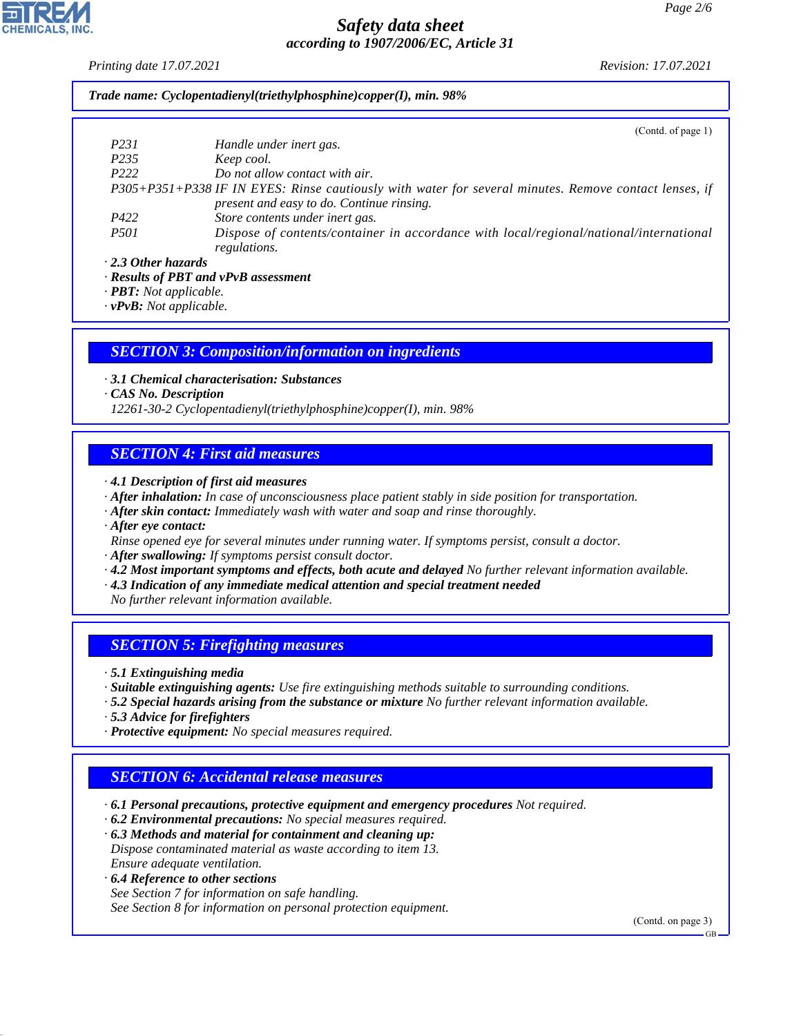**Trade name: Cyclopentadienyl(triethylphosphine)copper(I), min. 98%**

(Contd. of page 1)

| | |
|---|---|
| P231 | Handle under inert gas. |
| P235 | Keep cool. |
| P222 | Do not allow contact with air. |
| P305+P351+P338 | IF IN EYES: Rinse cautiously with water for several minutes. Remove contact lenses, if present and easy to do. Continue rinsing. |
| P422 | Store contents under inert gas. |
| P501 | Dispose of contents/container in accordance with local/regional/national/international regulations. |

· **2.3 Other hazards**
· **Results of PBT and vPvB assessment**
· **PBT:** Not applicable.
· **vPvB:** Not applicable.

## SECTION 3: Composition/information on ingredients

· **3.1 Chemical characterisation: Substances**
· **CAS No. Description**
12261-30-2 Cyclopentadienyl(triethylphosphine)copper(I), min. 98%

## SECTION 4: First aid measures

· **4.1 Description of first aid measures**
· **After inhalation:** In case of unconsciousness place patient stably in side position for transportation.
· **After skin contact:** Immediately wash with water and soap and rinse thoroughly.
· **After eye contact:**
Rinse opened eye for several minutes under running water. If symptoms persist, consult a doctor.
· **After swallowing:** If symptoms persist consult doctor.
· **4.2 Most important symptoms and effects, both acute and delayed** No further relevant information available.
· **4.3 Indication of any immediate medical attention and special treatment needed**
No further relevant information available.

## SECTION 5: Firefighting measures

· **5.1 Extinguishing media**
· **Suitable extinguishing agents:** Use fire extinguishing methods suitable to surrounding conditions.
· **5.2 Special hazards arising from the substance or mixture** No further relevant information available.
· **5.3 Advice for firefighters**
· **Protective equipment:** No special measures required.

## SECTION 6: Accidental release measures

· **6.1 Personal precautions, protective equipment and emergency procedures** Not required.
· **6.2 Environmental precautions:** No special measures required.
· **6.3 Methods and material for containment and cleaning up:**
Dispose contaminated material as waste according to item 13.
Ensure adequate ventilation.
· **6.4 Reference to other sections**
See Section 7 for information on safe handling.
See Section 8 for information on personal protection equipment.

(Contd. on page 3)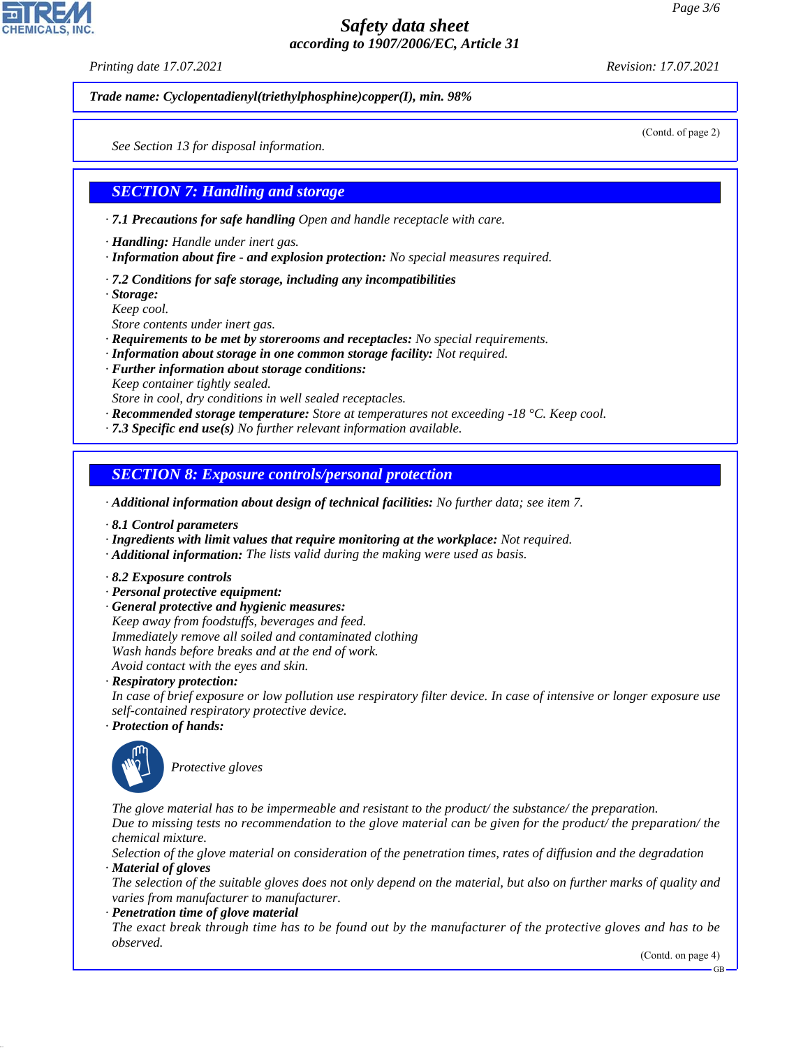**Trade name: Cyclopentadienyl(triethylphosphine)copper(I), min. 98%**

(Contd. of page 2)

See Section 13 for disposal information.

## SECTION 7: Handling and storage

· **7.1 Precautions for safe handling** Open and handle receptacle with care.

· **Handling:** Handle under inert gas.
· **Information about fire - and explosion protection:** No special measures required.

· **7.2 Conditions for safe storage, including any incompatibilities**
· **Storage:**
Keep cool.
Store contents under inert gas.
· **Requirements to be met by storerooms and receptacles:** No special requirements.
· **Information about storage in one common storage facility:** Not required.
· **Further information about storage conditions:**
Keep container tightly sealed.
Store in cool, dry conditions in well sealed receptacles.
· **Recommended storage temperature:** Store at temperatures not exceeding -18 °C. Keep cool.
· **7.3 Specific end use(s)** No further relevant information available.

## SECTION 8: Exposure controls/personal protection

· **Additional information about design of technical facilities:** No further data; see item 7.

· **8.1 Control parameters**
· **Ingredients with limit values that require monitoring at the workplace:** Not required.
· **Additional information:** The lists valid during the making were used as basis.

· **8.2 Exposure controls**
· **Personal protective equipment:**
· **General protective and hygienic measures:**
Keep away from foodstuffs, beverages and feed.
Immediately remove all soiled and contaminated clothing
Wash hands before breaks and at the end of work.
Avoid contact with the eyes and skin.
· **Respiratory protection:**
In case of brief exposure or low pollution use respiratory filter device. In case of intensive or longer exposure use self-contained respiratory protective device.
· **Protection of hands:**

Protective gloves

The glove material has to be impermeable and resistant to the product/ the substance/ the preparation.
Due to missing tests no recommendation to the glove material can be given for the product/ the preparation/ the chemical mixture.
Selection of the glove material on consideration of the penetration times, rates of diffusion and the degradation
· **Material of gloves**
The selection of the suitable gloves does not only depend on the material, but also on further marks of quality and varies from manufacturer to manufacturer.
· **Penetration time of glove material**
The exact break through time has to be found out by the manufacturer of the protective gloves and has to be observed.

(Contd. on page 4)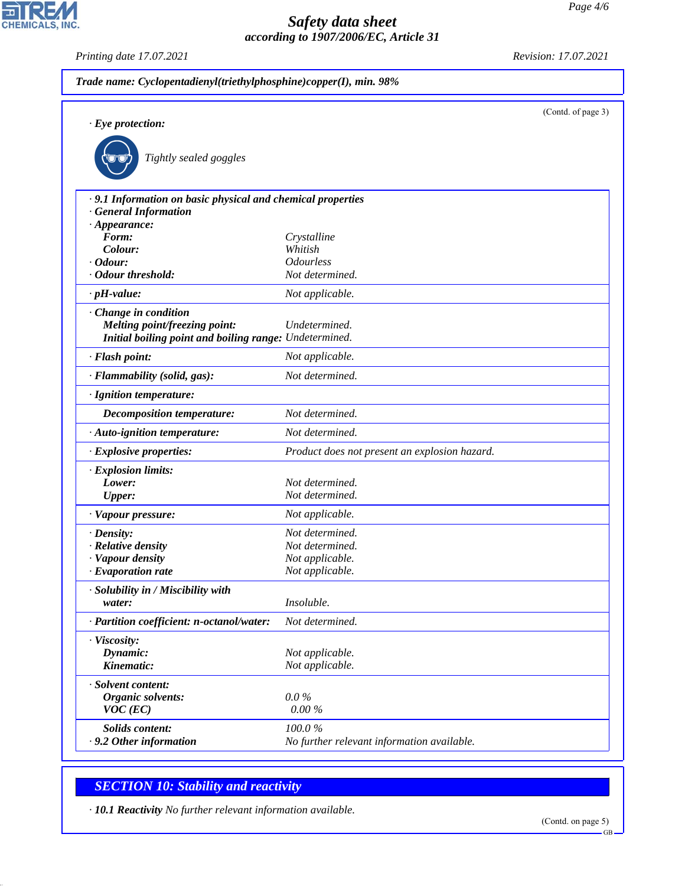**Trade name: Cyclopentadienyl(triethylphosphine)copper(I), min. 98%**

(Contd. of page 3)

· **Eye protection:**

Tightly sealed goggles

| | |
|---|---|
| · **9.1 Information on basic physical and chemical properties** | |
| · **General Information** | |
| · **Appearance:** | |
| **Form:** | Crystalline |
| **Colour:** | Whitish |
| · **Odour:** | Odourless |
| · **Odour threshold:** | Not determined. |
| · **pH-value:** | Not applicable. |
| · **Change in condition** | |
| **Melting point/freezing point:** | Undetermined. |
| **Initial boiling point and boiling range:** | Undetermined. |
| · **Flash point:** | Not applicable. |
| · **Flammability (solid, gas):** | Not determined. |
| · **Ignition temperature:** | |
| **Decomposition temperature:** | Not determined. |
| · **Auto-ignition temperature:** | Not determined. |
| · **Explosive properties:** | Product does not present an explosion hazard. |
| · **Explosion limits:** | |
| **Lower:** | Not determined. |
| **Upper:** | Not determined. |
| · **Vapour pressure:** | Not applicable. |
| · **Density:** | Not determined. |
| · **Relative density** | Not determined. |
| · **Vapour density** | Not applicable. |
| · **Evaporation rate** | Not applicable. |
| · **Solubility in / Miscibility with** | |
| **water:** | Insoluble. |
| · **Partition coefficient: n-octanol/water:** | Not determined. |
| · **Viscosity:** | |
| **Dynamic:** | Not applicable. |
| **Kinematic:** | Not applicable. |
| · **Solvent content:** | |
| **Organic solvents:** | 0.0 % |
| **VOC (EC)** | 0.00 % |
| **Solids content:** | 100.0 % |
| · **9.2 Other information** | No further relevant information available. |

## SECTION 10: Stability and reactivity

· **10.1 Reactivity** No further relevant information available.

(Contd. on page 5)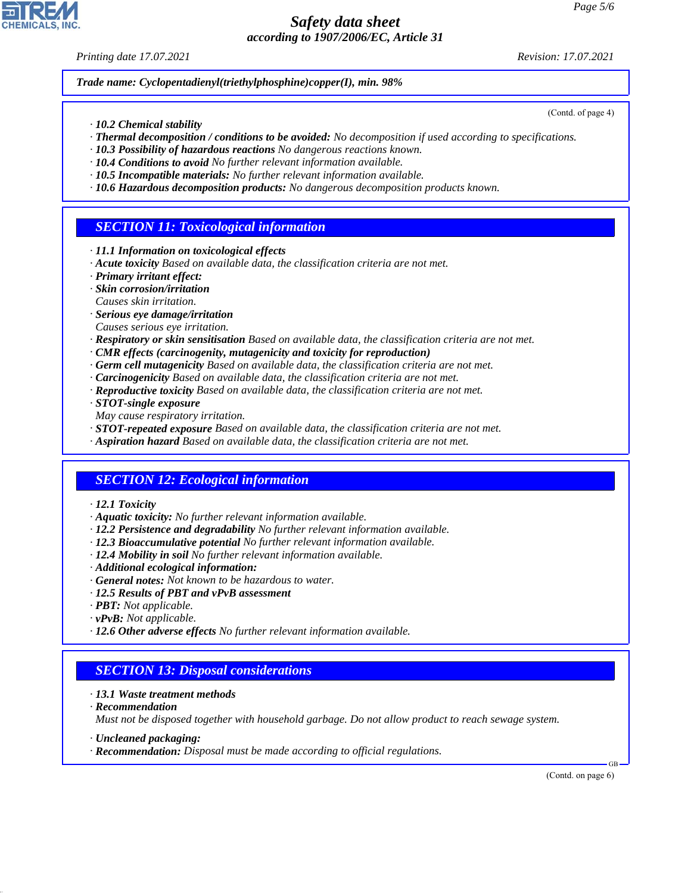Trade name: *Cyclopentadienyl(triethylphosphine)copper(I), min. 98%*

(Contd. of page 4)

· **10.2 Chemical stability**
· **Thermal decomposition / conditions to be avoided:** No decomposition if used according to specifications.
· **10.3 Possibility of hazardous reactions** No dangerous reactions known.
· **10.4 Conditions to avoid** No further relevant information available.
· **10.5 Incompatible materials:** No further relevant information available.
· **10.6 Hazardous decomposition products:** No dangerous decomposition products known.

## SECTION 11: Toxicological information

· **11.1 Information on toxicological effects**
· **Acute toxicity** Based on available data, the classification criteria are not met.
· **Primary irritant effect:**
· **Skin corrosion/irritation**
Causes skin irritation.
· **Serious eye damage/irritation**
Causes serious eye irritation.
· **Respiratory or skin sensitisation** Based on available data, the classification criteria are not met.
· **CMR effects (carcinogenity, mutagenicity and toxicity for reproduction)**
· **Germ cell mutagenicity** Based on available data, the classification criteria are not met.
· **Carcinogenicity** Based on available data, the classification criteria are not met.
· **Reproductive toxicity** Based on available data, the classification criteria are not met.
· **STOT-single exposure**
May cause respiratory irritation.
· **STOT-repeated exposure** Based on available data, the classification criteria are not met.
· **Aspiration hazard** Based on available data, the classification criteria are not met.

## SECTION 12: Ecological information

· **12.1 Toxicity**
· **Aquatic toxicity:** No further relevant information available.
· **12.2 Persistence and degradability** No further relevant information available.
· **12.3 Bioaccumulative potential** No further relevant information available.
· **12.4 Mobility in soil** No further relevant information available.
· **Additional ecological information:**
· **General notes:** Not known to be hazardous to water.
· **12.5 Results of PBT and vPvB assessment**
· **PBT:** Not applicable.
· **vPvB:** Not applicable.
· **12.6 Other adverse effects** No further relevant information available.

## SECTION 13: Disposal considerations

· **13.1 Waste treatment methods**
· **Recommendation**
Must not be disposed together with household garbage. Do not allow product to reach sewage system.

· **Uncleaned packaging:**
· **Recommendation:** Disposal must be made according to official regulations.

(Contd. on page 6)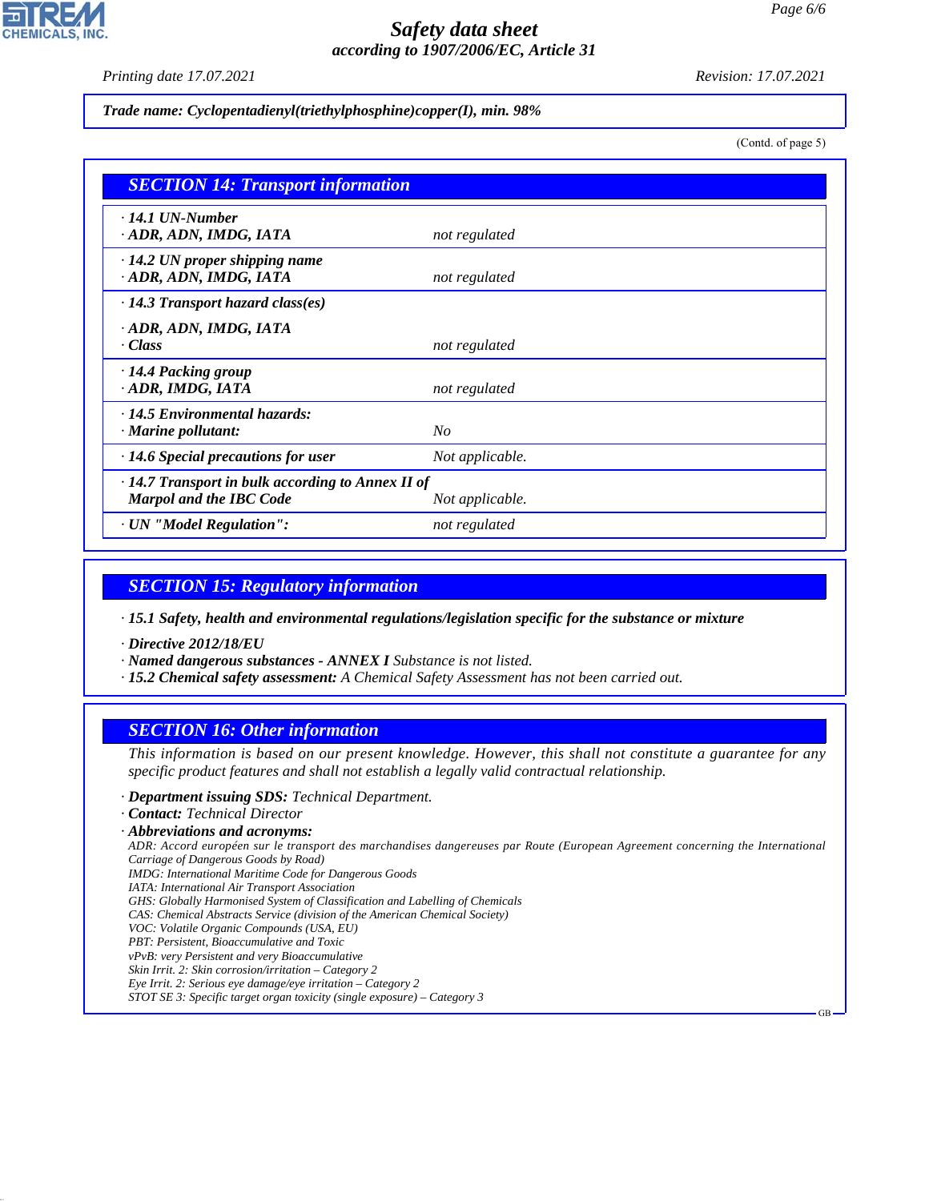*Trade name: Cyclopentadienyl(triethylphosphine)copper(I), min. 98%*

(Contd. of page 5)

## SECTION 14: Transport information

| | |
|---|---|
| · **14.1 UN-Number**<br>· **ADR, ADN, IMDG, IATA** | not regulated |
| · **14.2 UN proper shipping name**<br>· **ADR, ADN, IMDG, IATA** | not regulated |
| · **14.3 Transport hazard class(es)**<br>· **ADR, ADN, IMDG, IATA**<br>· **Class** | not regulated |
| · **14.4 Packing group**<br>· **ADR, IMDG, IATA** | not regulated |
| · **14.5 Environmental hazards:**<br>· **Marine pollutant:** | No |
| · **14.6 Special precautions for user** | Not applicable. |
| · **14.7 Transport in bulk according to Annex II of Marpol and the IBC Code** | Not applicable. |
| · **UN "Model Regulation":** | not regulated |

## SECTION 15: Regulatory information

· **15.1 Safety, health and environmental regulations/legislation specific for the substance or mixture**

· **Directive 2012/18/EU**
· **Named dangerous substances - ANNEX I** Substance is not listed.
· **15.2 Chemical safety assessment:** A Chemical Safety Assessment has not been carried out.

## SECTION 16: Other information

This information is based on our present knowledge. However, this shall not constitute a guarantee for any specific product features and shall not establish a legally valid contractual relationship.

· **Department issuing SDS:** Technical Department.
· **Contact:** Technical Director
· **Abbreviations and acronyms:**
ADR: Accord européen sur le transport des marchandises dangereuses par Route (European Agreement concerning the International Carriage of Dangerous Goods by Road)
IMDG: International Maritime Code for Dangerous Goods
IATA: International Air Transport Association
GHS: Globally Harmonised System of Classification and Labelling of Chemicals
CAS: Chemical Abstracts Service (division of the American Chemical Society)
VOC: Volatile Organic Compounds (USA, EU)
PBT: Persistent, Bioaccumulative and Toxic
vPvB: very Persistent and very Bioaccumulative
Skin Irrit. 2: Skin corrosion/irritation – Category 2
Eye Irrit. 2: Serious eye damage/eye irritation – Category 2
STOT SE 3: Specific target organ toxicity (single exposure) – Category 3